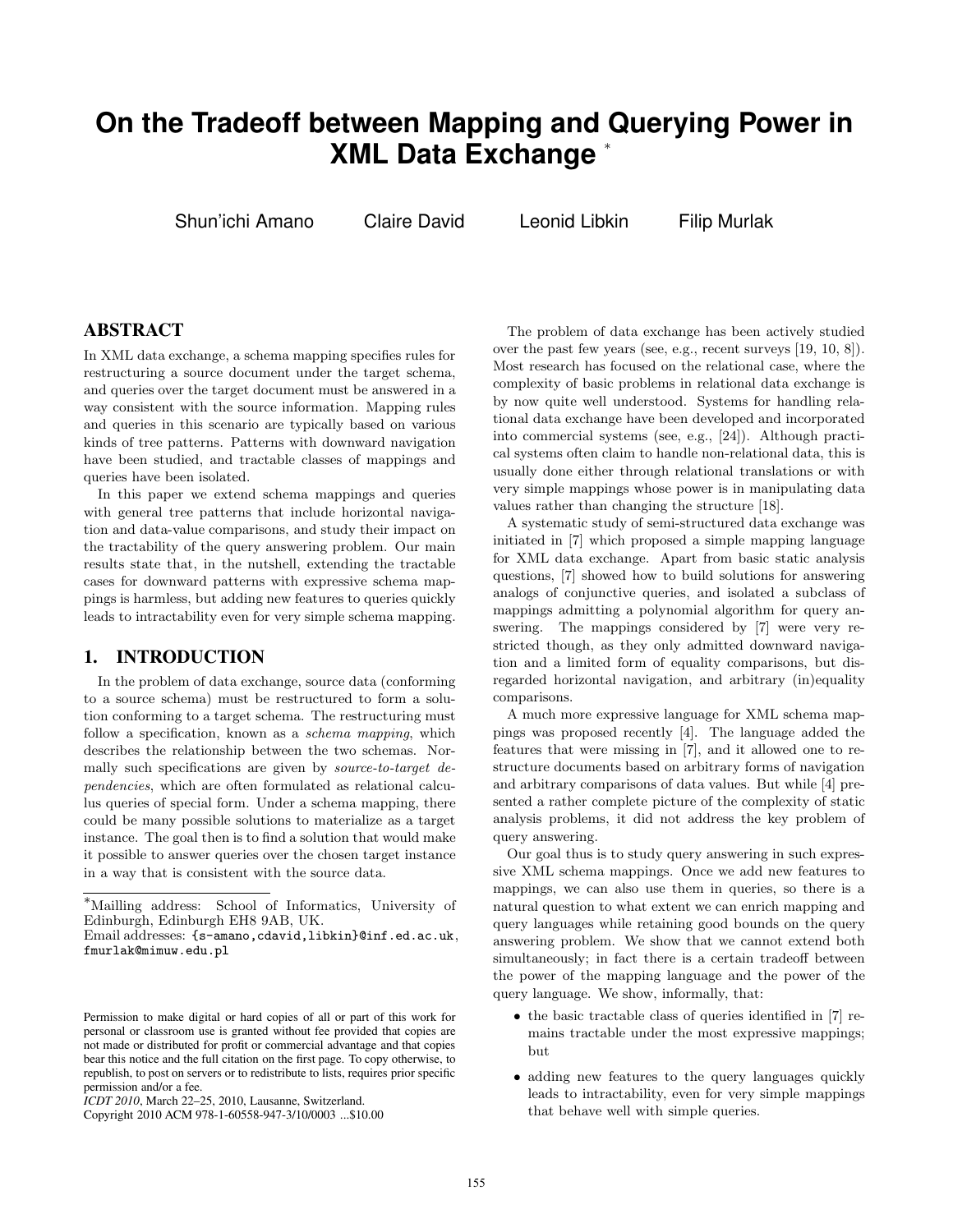# On the Tradeoff between Mapping and Querying Power in XML Data Exchange *

Shun'ichi Amano   Claire David   Leonid Libkin   Filip Murlak

## ABSTRACT

In XML data exchange, a schema mapping specifies rules for restructuring a source document under the target schema, and queries over the target document must be answered in a way consistent with the source information. Mapping rules and queries in this scenario are typically based on various kinds of tree patterns. Patterns with downward navigation have been studied, and tractable classes of mappings and queries have been isolated.

In this paper we extend schema mappings and queries with general tree patterns that include horizontal navigation and data-value comparisons, and study their impact on the tractability of the query answering problem. Our main results state that, in the nutshell, extending the tractable cases for downward patterns with expressive schema mappings is harmless, but adding new features to queries quickly leads to intractability even for very simple schema mapping.

## 1. INTRODUCTION

In the problem of data exchange, source data (conforming to a source schema) must be restructured to form a solution conforming to a target schema. The restructuring must follow a specification, known as a *schema mapping*, which describes the relationship between the two schemas. Normally such specifications are given by *source-to-target dependencies*, which are often formulated as relational calculus queries of special form. Under a schema mapping, there could be many possible solutions to materialize as a target instance. The goal then is to find a solution that would make it possible to answer queries over the chosen target instance in a way that is consistent with the source data.

*Mailling address: School of Informatics, University of Edinburgh, Edinburgh EH8 9AB, UK.
Email addresses: {s-amano,cdavid,libkin}@inf.ed.ac.uk, fmurlak@mimuw.edu.pl

Permission to make digital or hard copies of all or part of this work for personal or classroom use is granted without fee provided that copies are not made or distributed for profit or commercial advantage and that copies bear this notice and the full citation on the first page. To copy otherwise, to republish, to post on servers or to redistribute to lists, requires prior specific permission and/or a fee.
*ICDT 2010*, March 22–25, 2010, Lausanne, Switzerland.
Copyright 2010 ACM 978-1-60558-947-3/10/0003 ...$10.00

The problem of data exchange has been actively studied over the past few years (see, e.g., recent surveys [19, 10, 8]). Most research has focused on the relational case, where the complexity of basic problems in relational data exchange is by now quite well understood. Systems for handling relational data exchange have been developed and incorporated into commercial systems (see, e.g., [24]). Although practical systems often claim to handle non-relational data, this is usually done either through relational translations or with very simple mappings whose power is in manipulating data values rather than changing the structure [18].

A systematic study of semi-structured data exchange was initiated in [7] which proposed a simple mapping language for XML data exchange. Apart from basic static analysis questions, [7] showed how to build solutions for answering analogs of conjunctive queries, and isolated a subclass of mappings admitting a polynomial algorithm for query answering. The mappings considered by [7] were very restricted though, as they only admitted downward navigation and a limited form of equality comparisons, but disregarded horizontal navigation, and arbitrary (in)equality comparisons.

A much more expressive language for XML schema mappings was proposed recently [4]. The language added the features that were missing in [7], and it allowed one to restructure documents based on arbitrary forms of navigation and arbitrary comparisons of data values. But while [4] presented a rather complete picture of the complexity of static analysis problems, it did not address the key problem of query answering.

Our goal thus is to study query answering in such expressive XML schema mappings. Once we add new features to mappings, we can also use them in queries, so there is a natural question to what extent we can enrich mapping and query languages while retaining good bounds on the query answering problem. We show that we cannot extend both simultaneously; in fact there is a certain tradeoff between the power of the mapping language and the power of the query language. We show, informally, that:

- the basic tractable class of queries identified in [7] remains tractable under the most expressive mappings; but
- adding new features to the query languages quickly leads to intractability, even for very simple mappings that behave well with simple queries.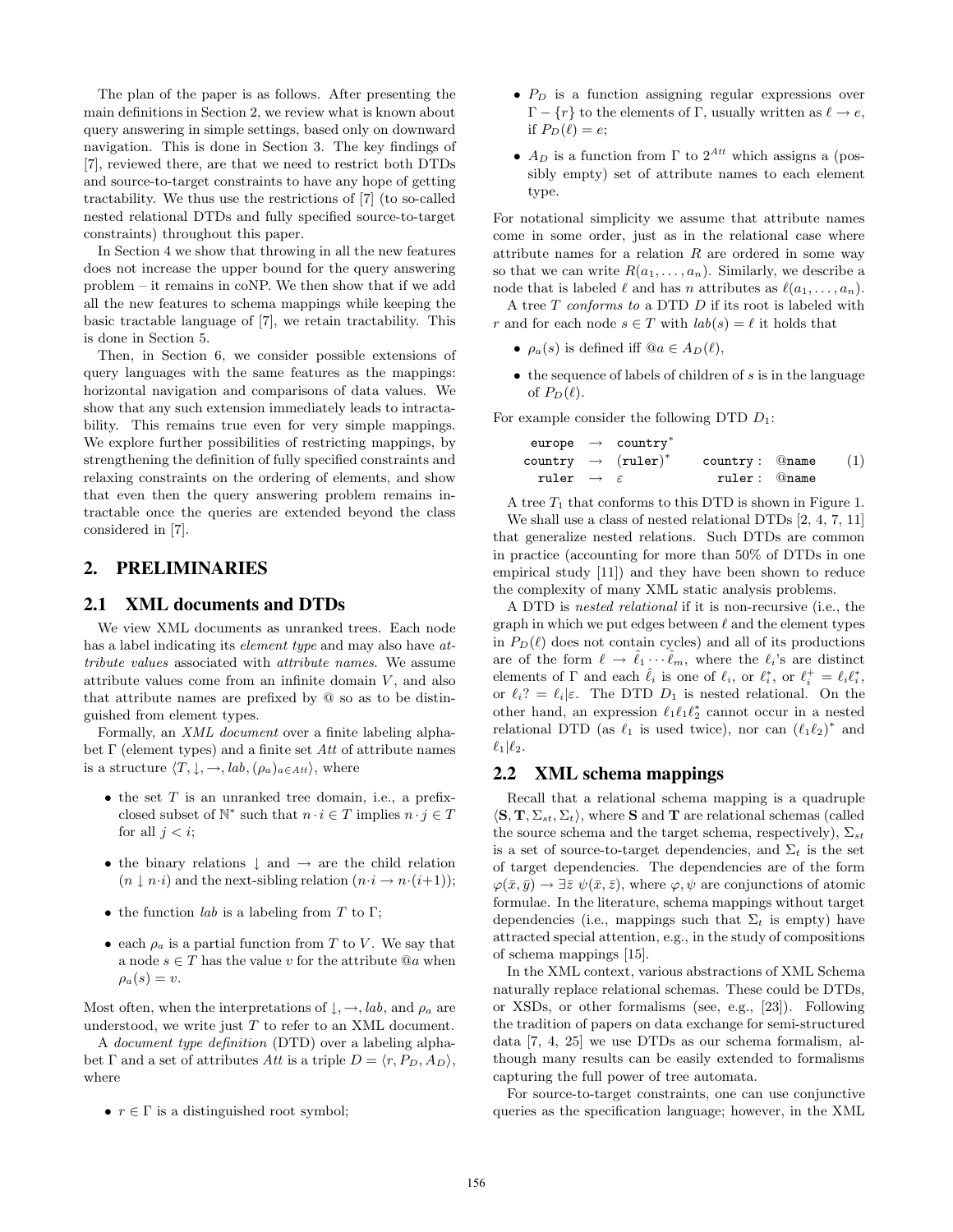The plan of the paper is as follows. After presenting the main definitions in Section 2, we review what is known about query answering in simple settings, based only on downward navigation. This is done in Section 3. The key findings of [7], reviewed there, are that we need to restrict both DTDs and source-to-target constraints to have any hope of getting tractability. We thus use the restrictions of [7] (to so-called nested relational DTDs and fully specified source-to-target constraints) throughout this paper.

In Section 4 we show that throwing in all the new features does not increase the upper bound for the query answering problem – it remains in coNP. We then show that if we add all the new features to schema mappings while keeping the basic tractable language of [7], we retain tractability. This is done in Section 5.

Then, in Section 6, we consider possible extensions of query languages with the same features as the mappings: horizontal navigation and comparisons of data values. We show that any such extension immediately leads to intractability. This remains true even for very simple mappings. We explore further possibilities of restricting mappings, by strengthening the definition of fully specified constraints and relaxing constraints on the ordering of elements, and show that even then the query answering problem remains intractable once the queries are extended beyond the class considered in [7].

## 2. PRELIMINARIES

### 2.1 XML documents and DTDs

We view XML documents as unranked trees. Each node has a label indicating its *element type* and may also have *attribute values* associated with *attribute names*. We assume attribute values come from an infinite domain $V$, and also that attribute names are prefixed by @ so as to be distinguished from element types.

Formally, an *XML document* over a finite labeling alphabet $\Gamma$ (element types) and a finite set $Att$ of attribute names is a structure $\langle T, \downarrow, \rightarrow, lab, (\rho_a)_{a \in Att}\rangle$, where

- the set $T$ is an unranked tree domain, i.e., a prefix-closed subset of $\mathbb{N}^*$ such that $n \cdot i \in T$ implies $n \cdot j \in T$ for all $j < i$;
- the binary relations $\downarrow$ and $\rightarrow$ are the child relation ($n \downarrow n \cdot i$) and the next-sibling relation ($n \cdot i \rightarrow n \cdot (i+1)$);
- the function $lab$ is a labeling from $T$ to $\Gamma$;
- each $\rho_a$ is a partial function from $T$ to $V$. We say that a node $s \in T$ has the value $v$ for the attribute @$a$ when $\rho_a(s) = v$.

Most often, when the interpretations of $\downarrow, \rightarrow, lab$, and $\rho_a$ are understood, we write just $T$ to refer to an XML document.

A *document type definition* (DTD) over a labeling alphabet $\Gamma$ and a set of attributes $Att$ is a triple $D = \langle r, P_D, A_D\rangle$, where

- $r \in \Gamma$ is a distinguished root symbol;
- $P_D$ is a function assigning regular expressions over $\Gamma - \{r\}$ to the elements of $\Gamma$, usually written as $\ell \rightarrow e$, if $P_D(\ell) = e$;
- $A_D$ is a function from $\Gamma$ to $2^{Att}$ which assigns a (possibly empty) set of attribute names to each element type.

For notational simplicity we assume that attribute names come in some order, just as in the relational case where attribute names for a relation $R$ are ordered in some way so that we can write $R(a_1, \ldots, a_n)$. Similarly, we describe a node that is labeled $\ell$ and has $n$ attributes as $\ell(a_1, \ldots, a_n)$.

A tree $T$ *conforms to* a DTD $D$ if its root is labeled with $r$ and for each node $s \in T$ with $lab(s) = \ell$ it holds that

- $\rho_a(s)$ is defined iff $@a \in A_D(\ell)$,
- the sequence of labels of children of $s$ is in the language of $P_D(\ell)$.

For example consider the following DTD $D_1$:

$$
\begin{array}{rcllr}
\texttt{europe} & \rightarrow & \texttt{country}^* & & \\
\texttt{country} & \rightarrow & (\texttt{ruler})^* & \texttt{country}: \ \texttt{@name} & (1)\\
\texttt{ruler} & \rightarrow & \varepsilon & \texttt{ruler}: \ \texttt{@name} &
\end{array}
$$

A tree $T_1$ that conforms to this DTD is shown in Figure 1.

We shall use a class of nested relational DTDs [2, 4, 7, 11] that generalize nested relations. Such DTDs are common in practice (accounting for more than 50% of DTDs in one empirical study [11]) and they have been shown to reduce the complexity of many XML static analysis problems.

A DTD is *nested relational* if it is non-recursive (i.e., the graph in which we put edges between $\ell$ and the element types in $P_D(\ell)$ does not contain cycles) and all of its productions are of the form $\ell \rightarrow \hat{\ell}_1 \cdots \hat{\ell}_m$, where the $\ell_i$'s are distinct elements of $\Gamma$ and each $\hat{\ell}_i$ is one of $\ell_i$, or $\ell_i^*$, or $\ell_i^+ = \ell_i \ell_i^*$, or $\ell_i? = \ell_i | \varepsilon$. The DTD $D_1$ is nested relational. On the other hand, an expression $\ell_1 \ell_1 \ell_2^*$ cannot occur in a nested relational DTD (as $\ell_1$ is used twice), nor can $(\ell_1 \ell_2)^*$ and $\ell_1 | \ell_2$.

### 2.2 XML schema mappings

Recall that a relational schema mapping is a quadruple $\langle \mathbf{S}, \mathbf{T}, \Sigma_{st}, \Sigma_t\rangle$, where $\mathbf{S}$ and $\mathbf{T}$ are relational schemas (called the source schema and the target schema, respectively), $\Sigma_{st}$ is a set of source-to-target dependencies, and $\Sigma_t$ is the set of target dependencies. The dependencies are of the form $\varphi(\bar{x}, \bar{y}) \rightarrow \exists \bar{z}\ \psi(\bar{x}, \bar{z})$, where $\varphi, \psi$ are conjunctions of atomic formulae. In the literature, schema mappings without target dependencies (i.e., mappings such that $\Sigma_t$ is empty) have attracted special attention, e.g., in the study of compositions of schema mappings [15].

In the XML context, various abstractions of XML Schema naturally replace relational schemas. These could be DTDs, or XSDs, or other formalisms (see, e.g., [23]). Following the tradition of papers on data exchange for semi-structured data [7, 4, 25] we use DTDs as our schema formalism, although many results can be easily extended to formalisms capturing the full power of tree automata.

For source-to-target constraints, one can use conjunctive queries as the specification language; however, in the XML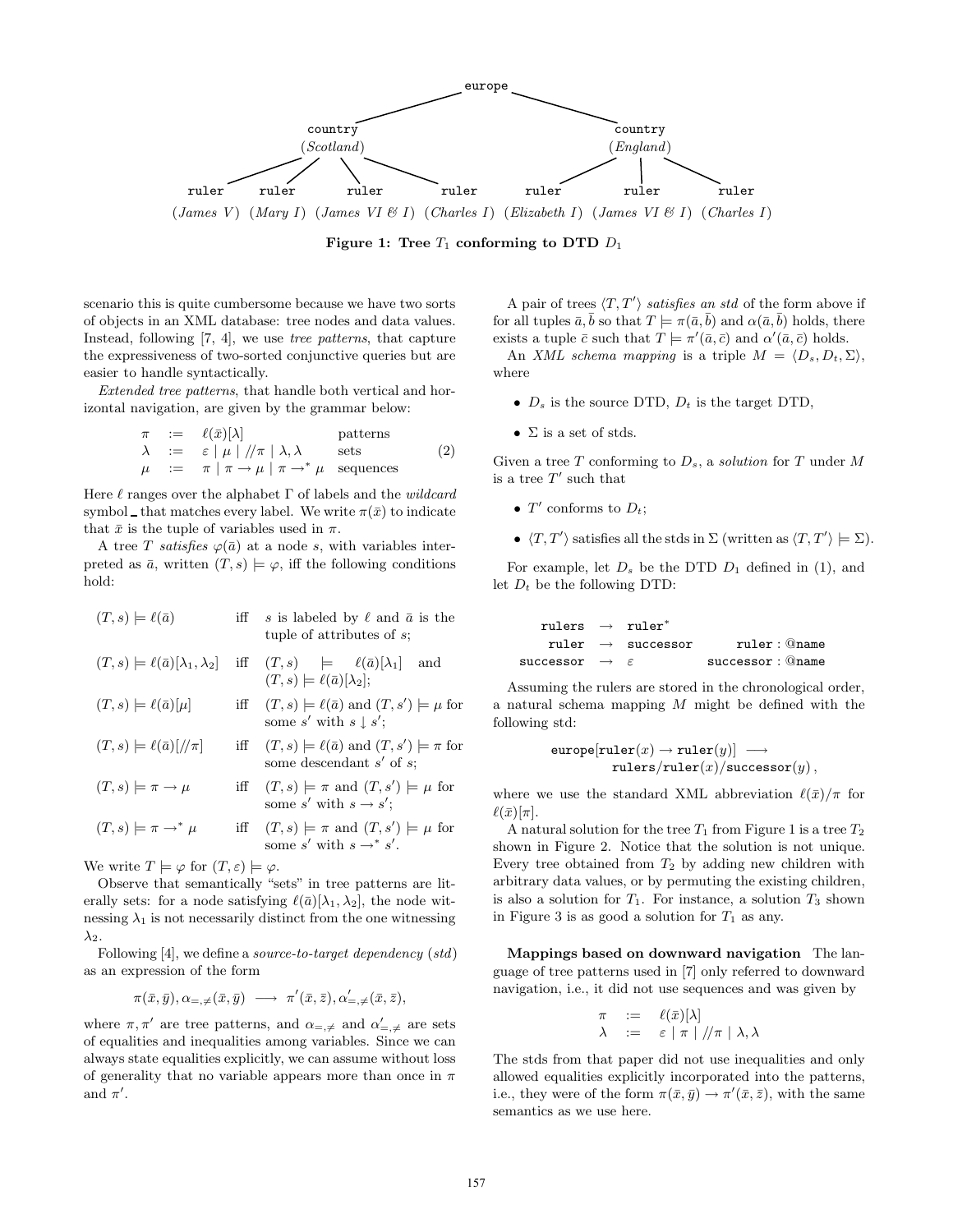**Figure 1: Tree $T_1$ conforming to DTD $D_1$**

scenario this is quite cumbersome because we have two sorts of objects in an XML database: tree nodes and data values. Instead, following [7, 4], we use *tree patterns*, that capture the expressiveness of two-sorted conjunctive queries but are easier to handle syntactically.

*Extended tree patterns*, that handle both vertical and horizontal navigation, are given by the grammar below:

$$
\begin{array}{lcll}
\pi & := & \ell(\bar{x})[\lambda] & \text{patterns} \\
\lambda & := & \varepsilon \mid \mu \mid //\pi \mid \lambda, \lambda & \text{sets} \\
\mu & := & \pi \mid \pi \rightarrow \mu \mid \pi \rightarrow^* \mu & \text{sequences}
\end{array} \tag{2}
$$

Here $\ell$ ranges over the alphabet $\Gamma$ of labels and the *wildcard* symbol _ that matches every label. We write $\pi(\bar{x})$ to indicate that $\bar{x}$ is the tuple of variables used in $\pi$.

A tree $T$ *satisfies* $\varphi(\bar{a})$ at a node $s$, with variables interpreted as $\bar{a}$, written $(T, s) \models \varphi$, iff the following conditions hold:

- $(T, s) \models \ell(\bar{a})$ iff $s$ is labeled by $\ell$ and $\bar{a}$ is the tuple of attributes of $s$;
- $(T, s) \models \ell(\bar{a})[\lambda_1, \lambda_2]$ iff $(T, s) \models \ell(\bar{a})[\lambda_1]$ and $(T, s) \models \ell(\bar{a})[\lambda_2]$;
- $(T, s) \models \ell(\bar{a})[\mu]$ iff $(T, s) \models \ell(\bar{a})$ and $(T, s') \models \mu$ for some $s'$ with $s \downarrow s'$;
- $(T, s) \models \ell(\bar{a})[//\pi]$ iff $(T, s) \models \ell(\bar{a})$ and $(T, s') \models \pi$ for some descendant $s'$ of $s$;
- $(T, s) \models \pi \rightarrow \mu$ iff $(T, s) \models \pi$ and $(T, s') \models \mu$ for some $s'$ with $s \rightarrow s'$;
- $(T, s) \models \pi \rightarrow^* \mu$ iff $(T, s) \models \pi$ and $(T, s') \models \mu$ for some $s'$ with $s \rightarrow^* s'$.

We write $T \models \varphi$ for $(T, \varepsilon) \models \varphi$.

Observe that semantically "sets" in tree patterns are literally sets: for a node satisfying $\ell(\bar{a})[\lambda_1, \lambda_2]$, the node witnessing $\lambda_1$ is not necessarily distinct from the one witnessing $\lambda_2$.

Following [4], we define a *source-to-target dependency* (*std*) as an expression of the form

$$\pi(\bar{x}, \bar{y}), \alpha_{=,\neq}(\bar{x}, \bar{y}) \longrightarrow \pi'(\bar{x}, \bar{z}), \alpha'_{=,\neq}(\bar{x}, \bar{z}),$$

where $\pi, \pi'$ are tree patterns, and $\alpha_{=,\neq}$ and $\alpha'_{=,\neq}$ are sets of equalities and inequalities among variables. Since we can always state equalities explicitly, we can assume without loss of generality that no variable appears more than once in $\pi$ and $\pi'$.

A pair of trees $\langle T, T' \rangle$ *satisfies an std* of the form above if for all tuples $\bar{a}, \bar{b}$ so that $T \models \pi(\bar{a}, \bar{b})$ and $\alpha(\bar{a}, \bar{b})$ holds, there exists a tuple $\bar{c}$ such that $T \models \pi'(\bar{a}, \bar{c})$ and $\alpha'(\bar{a}, \bar{c})$ holds.

An *XML schema mapping* is a triple $M = \langle D_s, D_t, \Sigma \rangle$, where

- $D_s$ is the source DTD, $D_t$ is the target DTD,
- $\Sigma$ is a set of stds.

Given a tree $T$ conforming to $D_s$, a *solution* for $T$ under $M$ is a tree $T'$ such that

- $T'$ conforms to $D_t$;
- $\langle T, T' \rangle$ satisfies all the stds in $\Sigma$ (written as $\langle T, T' \rangle \models \Sigma$).

For example, let $D_s$ be the DTD $D_1$ defined in (1), and let $D_t$ be the following DTD:

```
  rulers    →  ruler*
   ruler    →  successor        ruler : @name
successor   →  ε            successor : @name
```

Assuming the rulers are stored in the chronological order, a natural schema mapping $M$ might be defined with the following std:

$$\texttt{europe}[\texttt{ruler}(x) \rightarrow \texttt{ruler}(y)] \longrightarrow \texttt{rulers}/\texttt{ruler}(x)/\texttt{successor}(y)\,,$$

where we use the standard XML abbreviation $\ell(\bar{x})/\pi$ for $\ell(\bar{x})[\pi]$.

A natural solution for the tree $T_1$ from Figure 1 is a tree $T_2$ shown in Figure 2. Notice that the solution is not unique. Every tree obtained from $T_2$ by adding new children with arbitrary data values, or by permuting the existing children, is also a solution for $T_1$. For instance, a solution $T_3$ shown in Figure 3 is as good a solution for $T_1$ as any.

**Mappings based on downward navigation** The language of tree patterns used in [7] only referred to downward navigation, i.e., it did not use sequences and was given by

$$
\begin{array}{lcl}
\pi & := & \ell(\bar{x})[\lambda] \\
\lambda & := & \varepsilon \mid \pi \mid //\pi \mid \lambda, \lambda
\end{array}
$$

The stds from that paper did not use inequalities and only allowed equalities explicitly incorporated into the patterns, i.e., they were of the form $\pi(\bar{x}, \bar{y}) \rightarrow \pi'(\bar{x}, \bar{z})$, with the same semantics as we use here.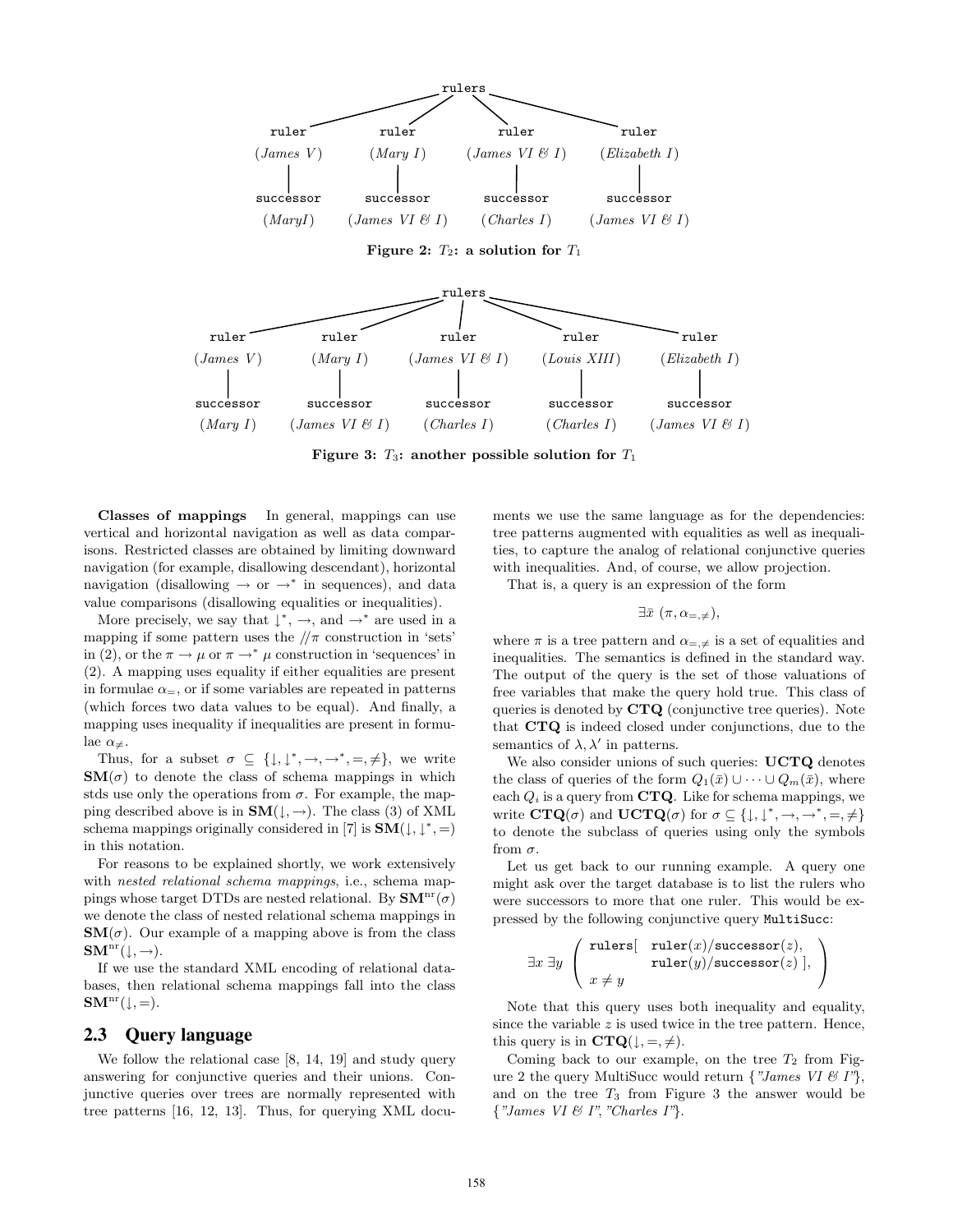```
                                        rulers
        ruler           ruler            ruler             ruler
      (James V)        (Mary I)       (James VI & I)    (Elizabeth I)
          |               |                |                 |
      successor       successor        successor         successor
       (MaryI)      (James VI & I)     (Charles I)     (James VI & I)
```

**Figure 2: $T_2$: a solution for $T_1$**

```
                                          rulers
     ruler          ruler           ruler            ruler          ruler
   (James V)       (Mary I)     (James VI & I)    (Louis XIII)   (Elizabeth I)
       |              |               |                |               |
   successor      successor       successor        successor       successor
    (Mary I)    (James VI & I)    (Charles I)      (Charles I)   (James VI & I)
```

**Figure 3: $T_3$: another possible solution for $T_1$**

**Classes of mappings** In general, mappings can use vertical and horizontal navigation as well as data comparisons. Restricted classes are obtained by limiting downward navigation (for example, disallowing descendant), horizontal navigation (disallowing $\to$ or $\to^*$ in sequences), and data value comparisons (disallowing equalities or inequalities).

More precisely, we say that $\downarrow^*$, $\to$, and $\to^*$ are used in a mapping if some pattern uses the $//\pi$ construction in 'sets' in (2), or the $\pi \to \mu$ or $\pi \to^* \mu$ construction in 'sequences' in (2). A mapping uses equality if either equalities are present in formulae $\alpha_=$, or if some variables are repeated in patterns (which forces two data values to be equal). And finally, a mapping uses inequality if inequalities are present in formulae $\alpha_{\neq}$.

Thus, for a subset $\sigma \subseteq \{\downarrow, \downarrow^*, \to, \to^*, =, \neq\}$, we write $\mathbf{SM}(\sigma)$ to denote the class of schema mappings in which stds use only the operations from $\sigma$. For example, the mapping described above is in $\mathbf{SM}(\downarrow, \to)$. The class (3) of XML schema mappings originally considered in [7] is $\mathbf{SM}(\downarrow, \downarrow^*, =)$ in this notation.

For reasons to be explained shortly, we work extensively with *nested relational schema mappings*, i.e., schema mappings whose target DTDs are nested relational. By $\mathbf{SM}^{\text{nr}}(\sigma)$ we denote the class of nested relational schema mappings in $\mathbf{SM}(\sigma)$. Our example of a mapping above is from the class $\mathbf{SM}^{\text{nr}}(\downarrow, \to)$.

If we use the standard XML encoding of relational databases, then relational schema mappings fall into the class $\mathbf{SM}^{\text{nr}}(\downarrow, =)$.

## 2.3 Query language

We follow the relational case [8, 14, 19] and study query answering for conjunctive queries and their unions. Conjunctive queries over trees are normally represented with tree patterns [16, 12, 13]. Thus, for querying XML documents we use the same language as for the dependencies: tree patterns augmented with equalities as well as inequalities, to capture the analog of relational conjunctive queries with inequalities. And, of course, we allow projection.

That is, a query is an expression of the form

$$\exists \bar{x}\ (\pi, \alpha_{=,\neq}),$$

where $\pi$ is a tree pattern and $\alpha_{=,\neq}$ is a set of equalities and inequalities. The semantics is defined in the standard way. The output of the query is the set of those valuations of free variables that make the query hold true. This class of queries is denoted by $\mathbf{CTQ}$ (conjunctive tree queries). Note that $\mathbf{CTQ}$ is indeed closed under conjunctions, due to the semantics of $\lambda, \lambda'$ in patterns.

We also consider unions of such queries: $\mathbf{UCTQ}$ denotes the class of queries of the form $Q_1(\bar{x}) \cup \cdots \cup Q_m(\bar{x})$, where each $Q_i$ is a query from $\mathbf{CTQ}$. Like for schema mappings, we write $\mathbf{CTQ}(\sigma)$ and $\mathbf{UCTQ}(\sigma)$ for $\sigma \subseteq \{\downarrow, \downarrow^*, \to, \to^*, =, \neq\}$ to denote the subclass of queries using only the symbols from $\sigma$.

Let us get back to our running example. A query one might ask over the target database is to list the rulers who were successors to more that one ruler. This would be expressed by the following conjunctive query MultiSucc:

$$\exists x\ \exists y\ \left( \begin{array}{ll} \texttt{rulers[} & \texttt{ruler}(x)/\texttt{successor}(z), \\ & \texttt{ruler}(y)/\texttt{successor}(z)\ \texttt{]}, \\ x \neq y & \end{array} \right)$$

Note that this query uses both inequality and equality, since the variable $z$ is used twice in the tree pattern. Hence, this query is in $\mathbf{CTQ}(\downarrow, =, \neq)$.

Coming back to our example, on the tree $T_2$ from Figure 2 the query MultiSucc would return {*"James VI & I"*}, and on the tree $T_3$ from Figure 3 the answer would be {*"James VI & I"*, *"Charles I"*}.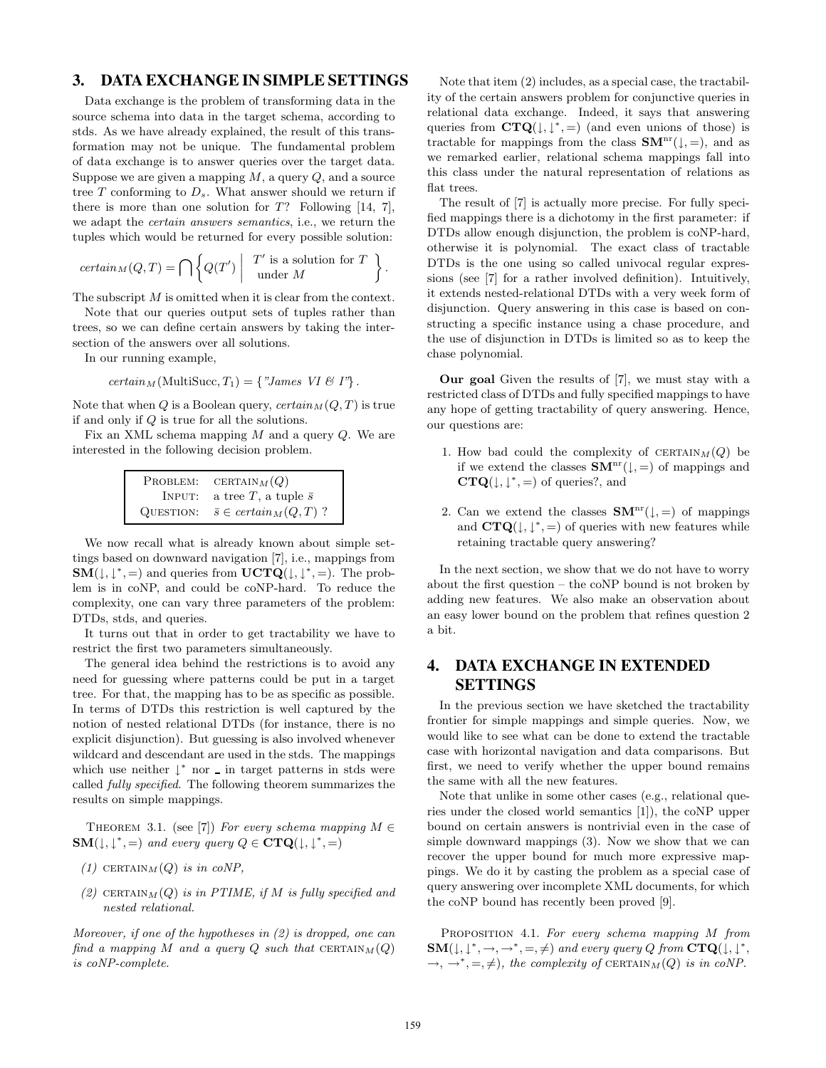## 3. DATA EXCHANGE IN SIMPLE SETTINGS

Data exchange is the problem of transforming data in the source schema into data in the target schema, according to stds. As we have already explained, the result of this transformation may not be unique. The fundamental problem of data exchange is to answer queries over the target data. Suppose we are given a mapping $M$, a query $Q$, and a source tree $T$ conforming to $D_s$. What answer should we return if there is more than one solution for $T$? Following [14, 7], we adapt the *certain answers semantics*, i.e., we return the tuples which would be returned for every possible solution:

$$certain_M(Q,T) = \bigcap \left\{ Q(T') \;\middle|\; \begin{array}{l} T' \text{ is a solution for } T \\ \text{under } M \end{array} \right\}.$$

The subscript $M$ is omitted when it is clear from the context.

Note that our queries output sets of tuples rather than trees, so we can define certain answers by taking the intersection of the answers over all solutions.

In our running example,

$$certain_M(\text{MultiSucc}, T_1) = \{\text{"James VI \& I"}\}.$$

Note that when $Q$ is a Boolean query, $certain_M(Q,T)$ is true if and only if $Q$ is true for all the solutions.

Fix an XML schema mapping $M$ and a query $Q$. We are interested in the following decision problem.

| | |
|---|---|
| PROBLEM: | $\text{CERTAIN}_M(Q)$ |
| INPUT: | a tree $T$, a tuple $\bar{s}$ |
| QUESTION: | $\bar{s} \in certain_M(Q,T)$ ? |

We now recall what is already known about simple settings based on downward navigation [7], i.e., mappings from $\mathbf{SM}(\downarrow,\downarrow^*,=)$ and queries from $\mathbf{UCTQ}(\downarrow,\downarrow^*,=)$. The problem is in coNP, and could be coNP-hard. To reduce the complexity, one can vary three parameters of the problem: DTDs, stds, and queries.

It turns out that in order to get tractability we have to restrict the first two parameters simultaneously.

The general idea behind the restrictions is to avoid any need for guessing where patterns could be put in a target tree. For that, the mapping has to be as specific as possible. In terms of DTDs this restriction is well captured by the notion of nested relational DTDs (for instance, there is no explicit disjunction). But guessing is also involved whenever wildcard and descendant are used in the stds. The mappings which use neither $\downarrow^*$ nor $\_$ in target patterns in stds were called *fully specified*. The following theorem summarizes the results on simple mappings.

THEOREM 3.1. (see [7]) *For every schema mapping $M \in \mathbf{SM}(\downarrow,\downarrow^*,=)$ and every query $Q \in \mathbf{CTQ}(\downarrow,\downarrow^*,=)$*

*(1) $\text{CERTAIN}_M(Q)$ is in coNP,*

*(2) $\text{CERTAIN}_M(Q)$ is in PTIME, if $M$ is fully specified and nested relational.*

*Moreover, if one of the hypotheses in (2) is dropped, one can find a mapping $M$ and a query $Q$ such that $\text{CERTAIN}_M(Q)$ is coNP-complete.*

Note that item (2) includes, as a special case, the tractability of the certain answers problem for conjunctive queries in relational data exchange. Indeed, it says that answering queries from $\mathbf{CTQ}(\downarrow,\downarrow^*,=)$ (and even unions of those) is tractable for mappings from the class $\mathbf{SM}^{\text{nr}}(\downarrow,=)$, and as we remarked earlier, relational schema mappings fall into this class under the natural representation of relations as flat trees.

The result of [7] is actually more precise. For fully specified mappings there is a dichotomy in the first parameter: if DTDs allow enough disjunction, the problem is coNP-hard, otherwise it is polynomial. The exact class of tractable DTDs is the one using so called univocal regular expressions (see [7] for a rather involved definition). Intuitively, it extends nested-relational DTDs with a very week form of disjunction. Query answering in this case is based on constructing a specific instance using a chase procedure, and the use of disjunction in DTDs is limited so as to keep the chase polynomial.

**Our goal** Given the results of [7], we must stay with a restricted class of DTDs and fully specified mappings to have any hope of getting tractability of query answering. Hence, our questions are:

1. How bad could the complexity of $\text{CERTAIN}_M(Q)$ be if we extend the classes $\mathbf{SM}^{\text{nr}}(\downarrow,=)$ of mappings and $\mathbf{CTQ}(\downarrow,\downarrow^*,=)$ of queries?, and

2. Can we extend the classes $\mathbf{SM}^{\text{nr}}(\downarrow,=)$ of mappings and $\mathbf{CTQ}(\downarrow,\downarrow^*,=)$ of queries with new features while retaining tractable query answering?

In the next section, we show that we do not have to worry about the first question – the coNP bound is not broken by adding new features. We also make an observation about an easy lower bound on the problem that refines question 2 a bit.

## 4. DATA EXCHANGE IN EXTENDED SETTINGS

In the previous section we have sketched the tractability frontier for simple mappings and simple queries. Now, we would like to see what can be done to extend the tractable case with horizontal navigation and data comparisons. But first, we need to verify whether the upper bound remains the same with all the new features.

Note that unlike in some other cases (e.g., relational queries under the closed world semantics [1]), the coNP upper bound on certain answers is nontrivial even in the case of simple downward mappings (3). Now we show that we can recover the upper bound for much more expressive mappings. We do it by casting the problem as a special case of query answering over incomplete XML documents, for which the coNP bound has recently been proved [9].

PROPOSITION 4.1. *For every schema mapping $M$ from $\mathbf{SM}(\downarrow,\downarrow^*,\rightarrow,\rightarrow^*,=,\neq)$ and every query $Q$ from $\mathbf{CTQ}(\downarrow,\downarrow^*,\rightarrow,\rightarrow^*,=,\neq)$, the complexity of $\text{CERTAIN}_M(Q)$ is in coNP.*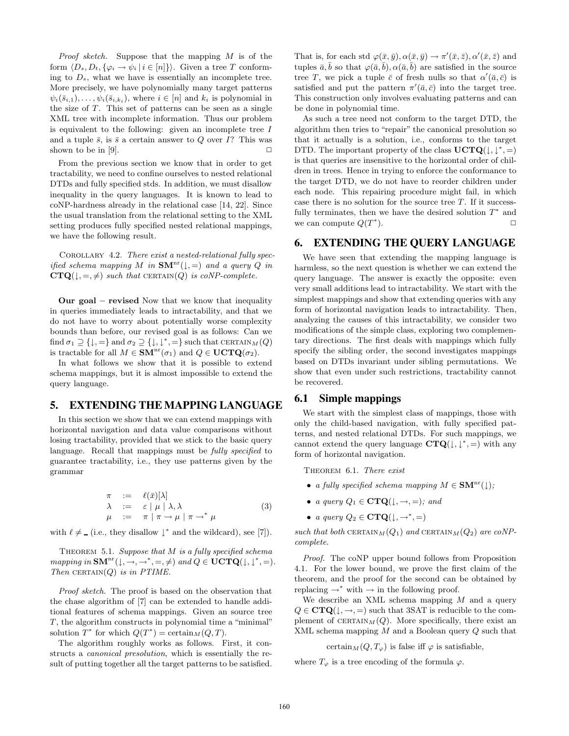*Proof sketch.* Suppose that the mapping $M$ is of the form $\langle D_s, D_t, \{\varphi_i \to \psi_i \mid i \in [n]\}\rangle$. Given a tree $T$ conforming to $D_s$, what we have is essentially an incomplete tree. More precisely, we have polynomially many target patterns $\psi_i(\bar{s}_{i,1}), \ldots, \psi_i(\bar{s}_{i,k_i})$, where $i \in [n]$ and $k_i$ is polynomial in the size of $T$. This set of patterns can be seen as a single XML tree with incomplete information. Thus our problem is equivalent to the following: given an incomplete tree $I$ and a tuple $\bar{s}$, is $\bar{s}$ a certain answer to $Q$ over $I$? This was shown to be in [9]. □

From the previous section we know that in order to get tractability, we need to confine ourselves to nested relational DTDs and fully specified stds. In addition, we must disallow inequality in the query languages. It is known to lead to coNP-hardness already in the relational case [14, 22]. Since the usual translation from the relational setting to the XML setting produces fully specified nested relational mappings, we have the following result.

Corollary 4.2. *There exist a nested-relational fully specified schema mapping $M$ in $\mathbf{SM}^{\mathrm{nr}}(\downarrow, =)$ and a query $Q$ in $\mathbf{CTQ}(\downarrow, =, \neq)$ such that* $\text{CERTAIN}(Q)$ *is coNP-complete.*

**Our goal – revised** Now that we know that inequality in queries immediately leads to intractability, and that we do not have to worry about potentially worse complexity bounds than before, our revised goal is as follows: Can we find $\sigma_1 \supseteq \{\downarrow, =\}$ and $\sigma_2 \supseteq \{\downarrow, \downarrow^*, =\}$ such that $\text{CERTAIN}_M(Q)$ is tractable for all $M \in \mathbf{SM}^{\mathrm{nr}}(\sigma_1)$ and $Q \in \mathbf{UCTQ}(\sigma_2)$.

In what follows we show that it is possible to extend schema mappings, but it is almost impossible to extend the query language.

## 5. EXTENDING THE MAPPING LANGUAGE

In this section we show that we can extend mappings with horizontal navigation and data value comparisons without losing tractability, provided that we stick to the basic query language. Recall that mappings must be *fully specified* to guarantee tractability, i.e., they use patterns given by the grammar

$$
\begin{array}{rcl}
\pi & := & \ell(\bar{x})[\lambda] \\
\lambda & := & \varepsilon \mid \mu \mid \lambda, \lambda \\
\mu & := & \pi \mid \pi \to \mu \mid \pi \to^* \mu
\end{array}
\tag{3}
$$

with $\ell \neq \_$ (i.e., they disallow $\downarrow^*$ and the wildcard), see [7]).

Theorem 5.1. *Suppose that $M$ is a fully specified schema mapping in $\mathbf{SM}^{\mathrm{nr}}(\downarrow, \to, \to^*, =, \neq)$ and $Q \in \mathbf{UCTQ}(\downarrow, \downarrow^*, =)$. Then* $\text{CERTAIN}(Q)$ *is in PTIME.*

*Proof sketch.* The proof is based on the observation that the chase algorithm of [7] can be extended to handle additional features of schema mappings. Given an source tree $T$, the algorithm constructs in polynomial time a "minimal" solution $T^*$ for which $Q(T^*) = \text{certain}_M(Q, T)$.

The algorithm roughly works as follows. First, it constructs a *canonical presolution*, which is essentially the result of putting together all the target patterns to be satisfied. That is, for each std $\varphi(\bar{x}, \bar{y}), \alpha(\bar{x}, \bar{y}) \to \pi'(\bar{x}, \bar{z}), \alpha'(\bar{x}, \bar{z})$ and tuples $\bar{a}, \bar{b}$ so that $\varphi(\bar{a}, \bar{b}), \alpha(\bar{a}, \bar{b})$ are satisfied in the source tree $T$, we pick a tuple $\bar{c}$ of fresh nulls so that $\alpha'(\bar{a}, \bar{c})$ is satisfied and put the pattern $\pi'(\bar{a}, \bar{c})$ into the target tree. This construction only involves evaluating patterns and can be done in polynomial time.

As such a tree need not conform to the target DTD, the algorithm then tries to "repair" the canonical presolution so that it actually is a solution, i.e., conforms to the target DTD. The important property of the class $\mathbf{UCTQ}(\downarrow, \downarrow^*, =)$ is that queries are insensitive to the horizontal order of children in trees. Hence in trying to enforce the conformance to the target DTD, we do not have to reorder children under each node. This repairing procedure might fail, in which case there is no solution for the source tree $T$. If it successfully terminates, then we have the desired solution $T^*$ and we can compute $Q(T^*)$. □

## 6. EXTENDING THE QUERY LANGUAGE

We have seen that extending the mapping language is harmless, so the next question is whether we can extend the query language. The answer is exactly the opposite: even very small additions lead to intractability. We start with the simplest mappings and show that extending queries with any form of horizontal navigation leads to intractability. Then, analyzing the causes of this intractability, we consider two modifications of the simple class, exploring two complementary directions. The first deals with mappings which fully specify the sibling order, the second investigates mappings based on DTDs invariant under sibling permutations. We show that even under such restrictions, tractability cannot be recovered.

### 6.1 Simple mappings

We start with the simplest class of mappings, those with only the child-based navigation, with fully specified patterns, and nested relational DTDs. For such mappings, we cannot extend the query language $\mathbf{CTQ}(\downarrow, \downarrow^*, =)$ with any form of horizontal navigation.

Theorem 6.1. *There exist*

- *a fully specified schema mapping $M \in \mathbf{SM}^{\mathrm{nr}}(\downarrow)$;*
- *a query $Q_1 \in \mathbf{CTQ}(\downarrow, \to, =)$; and*
- *a query $Q_2 \in \mathbf{CTQ}(\downarrow, \to^*, =)$*

*such that both* $\text{CERTAIN}_M(Q_1)$ *and* $\text{CERTAIN}_M(Q_2)$ *are coNP-complete.*

*Proof.* The coNP upper bound follows from Proposition 4.1. For the lower bound, we prove the first claim of the theorem, and the proof for the second can be obtained by replacing $\to^*$ with $\to$ in the following proof.

We describe an XML schema mapping $M$ and a query $Q \in \mathbf{CTQ}(\downarrow, \to, =)$ such that 3SAT is reducible to the complement of $\text{CERTAIN}_M(Q)$. More specifically, there exist an XML schema mapping $M$ and a Boolean query $Q$ such that

$$\text{certain}_M(Q, T_\varphi) \text{ is false iff } \varphi \text{ is satisfiable,}$$

where $T_\varphi$ is a tree encoding of the formula $\varphi$.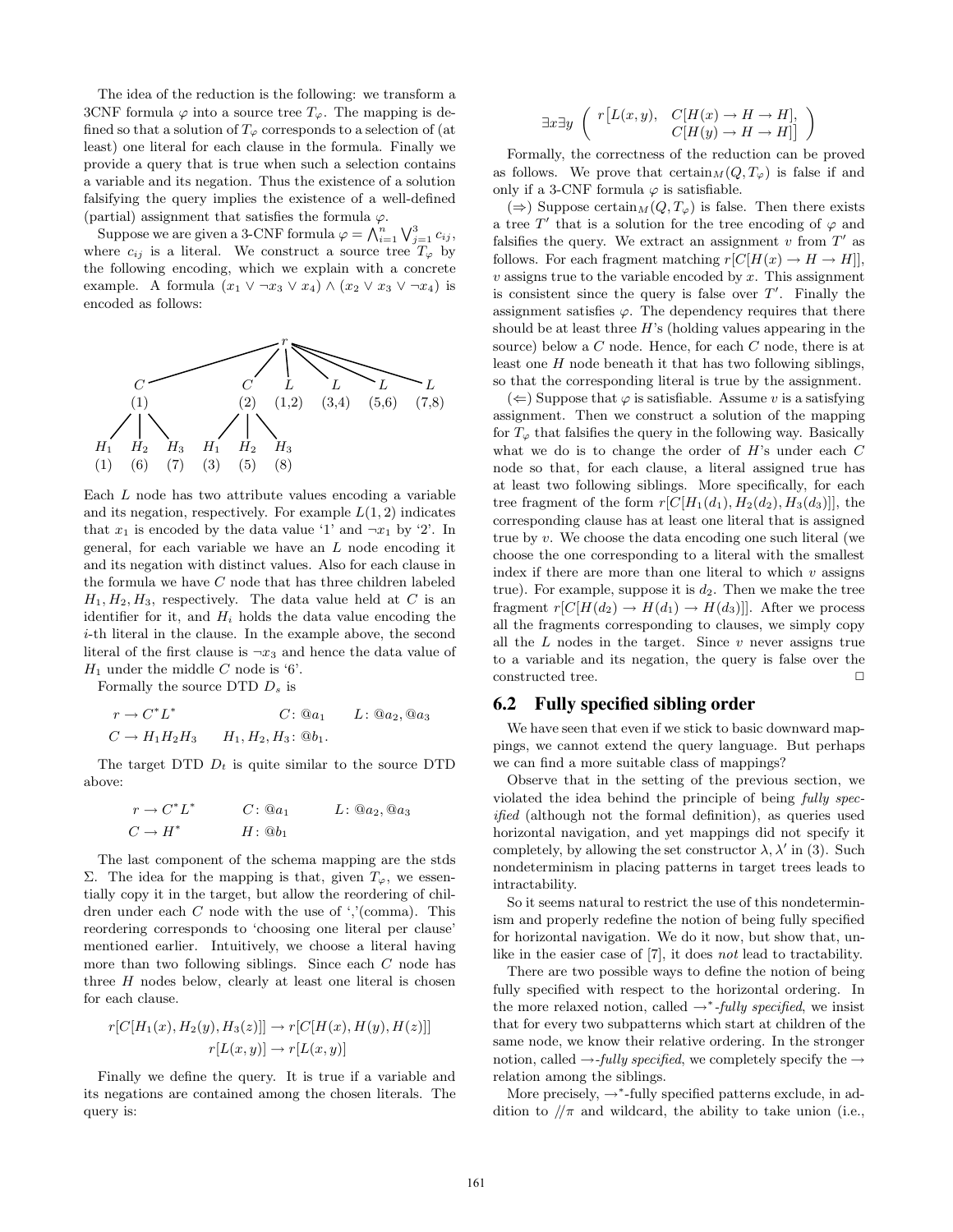The idea of the reduction is the following: we transform a 3CNF formula $\varphi$ into a source tree $T_\varphi$. The mapping is defined so that a solution of $T_\varphi$ corresponds to a selection of (at least) one literal for each clause in the formula. Finally we provide a query that is true when such a selection contains a variable and its negation. Thus the existence of a solution falsifying the query implies the existence of a well-defined (partial) assignment that satisfies the formula $\varphi$.

Suppose we are given a 3-CNF formula $\varphi = \bigwedge_{i=1}^{n} \bigvee_{j=1}^{3} c_{ij}$, where $c_{ij}$ is a literal. We construct a source tree $T_\varphi$ by the following encoding, which we explain with a concrete example. A formula $(x_1 \vee \neg x_3 \vee x_4) \wedge (x_2 \vee x_3 \vee \neg x_4)$ is encoded as follows:

```
                              r
        ______________________|___________________________
       /                 /    |      \        \          \
      C                 C     L       L        L          L
     (1)               (2)  (1,2)   (3,4)    (5,6)      (7,8)
    / | \             / | \
  H1  H2  H3        H1  H2  H3
  (1) (6) (7)       (3) (5) (8)
```

Each $L$ node has two attribute values encoding a variable and its negation, respectively. For example $L(1, 2)$ indicates that $x_1$ is encoded by the data value '1' and $\neg x_1$ by '2'. In general, for each variable we have an $L$ node encoding it and its negation with distinct values. Also for each clause in the formula we have $C$ node that has three children labeled $H_1, H_2, H_3$, respectively. The data value held at $C$ is an identifier for it, and $H_i$ holds the data value encoding the $i$-th literal in the clause. In the example above, the second literal of the first clause is $\neg x_3$ and hence the data value of $H_1$ under the middle $C$ node is '6'.

Formally the source DTD $D_s$ is

$$
\begin{array}{lll}
r \to C^* L^* & C\colon @a_1 & L\colon @a_2, @a_3 \\
C \to H_1 H_2 H_3 & H_1, H_2, H_3\colon @b_1. &
\end{array}
$$

The target DTD $D_t$ is quite similar to the source DTD above:

$$
\begin{array}{lll}
r \to C^* L^* & C\colon @a_1 & L\colon @a_2, @a_3 \\
C \to H^* & H\colon @b_1 &
\end{array}
$$

The last component of the schema mapping are the stds $\Sigma$. The idea for the mapping is that, given $T_\varphi$, we essentially copy it in the target, but allow the reordering of children under each $C$ node with the use of ','(comma). This reordering corresponds to 'choosing one literal per clause' mentioned earlier. Intuitively, we choose a literal having more than two following siblings. Since each $C$ node has three $H$ nodes below, clearly at least one literal is chosen for each clause.

$$
r[C[H_1(x), H_2(y), H_3(z)]] \to r[C[H(x), H(y), H(z)]]
$$
$$
r[L(x, y)] \to r[L(x, y)]
$$

Finally we define the query. It is true if a variable and its negations are contained among the chosen literals. The query is:

$$
\exists x \exists y \; \left( \begin{array}{ll} r\big[L(x, y), & C[H(x) \to H \to H], \\ & C[H(y) \to H \to H]\big] \end{array} \right)
$$

Formally, the correctness of the reduction can be proved as follows. We prove that $\text{certain}_M(Q, T_\varphi)$ is false if and only if a 3-CNF formula $\varphi$ is satisfiable.

($\Rightarrow$) Suppose $\text{certain}_M(Q, T_\varphi)$ is false. Then there exists a tree $T'$ that is a solution for the tree encoding of $\varphi$ and falsifies the query. We extract an assignment $v$ from $T'$ as follows. For each fragment matching $r[C[H(x) \to H \to H]]$, $v$ assigns true to the variable encoded by $x$. This assignment is consistent since the query is false over $T'$. Finally the assignment satisfies $\varphi$. The dependency requires that there should be at least three $H$'s (holding values appearing in the source) below a $C$ node. Hence, for each $C$ node, there is at least one $H$ node beneath it that has two following siblings, so that the corresponding literal is true by the assignment.

($\Leftarrow$) Suppose that $\varphi$ is satisfiable. Assume $v$ is a satisfying assignment. Then we construct a solution of the mapping for $T_\varphi$ that falsifies the query in the following way. Basically what we do is to change the order of $H$'s under each $C$ node so that, for each clause, a literal assigned true has at least two following siblings. More specifically, for each tree fragment of the form $r[C[H_1(d_1), H_2(d_2), H_3(d_3)]]$, the corresponding clause has at least one literal that is assigned true by $v$. We choose the data encoding one such literal (we choose the one corresponding to a literal with the smallest index if there are more than one literal to which $v$ assigns true). For example, suppose it is $d_2$. Then we make the tree fragment $r[C[H(d_2) \to H(d_1) \to H(d_3)]]$. After we process all the fragments corresponding to clauses, we simply copy all the $L$ nodes in the target. Since $v$ never assigns true to a variable and its negation, the query is false over the constructed tree. $\Box$

## 6.2 Fully specified sibling order

We have seen that even if we stick to basic downward mappings, we cannot extend the query language. But perhaps we can find a more suitable class of mappings?

Observe that in the setting of the previous section, we violated the idea behind the principle of being *fully specified* (although not the formal definition), as queries used horizontal navigation, and yet mappings did not specify it completely, by allowing the set constructor $\lambda, \lambda'$ in (3). Such nondeterminism in placing patterns in target trees leads to intractability.

So it seems natural to restrict the use of this nondeterminism and properly redefine the notion of being fully specified for horizontal navigation. We do it now, but show that, unlike in the easier case of [7], it does *not* lead to tractability.

There are two possible ways to define the notion of being fully specified with respect to the horizontal ordering. In the more relaxed notion, called $\to^*$*-fully specified*, we insist that for every two subpatterns which start at children of the same node, we know their relative ordering. In the stronger notion, called $\to$*-fully specified*, we completely specify the $\to$ relation among the siblings.

More precisely, $\to^*$-fully specified patterns exclude, in addition to $//\pi$ and wildcard, the ability to take union (i.e.,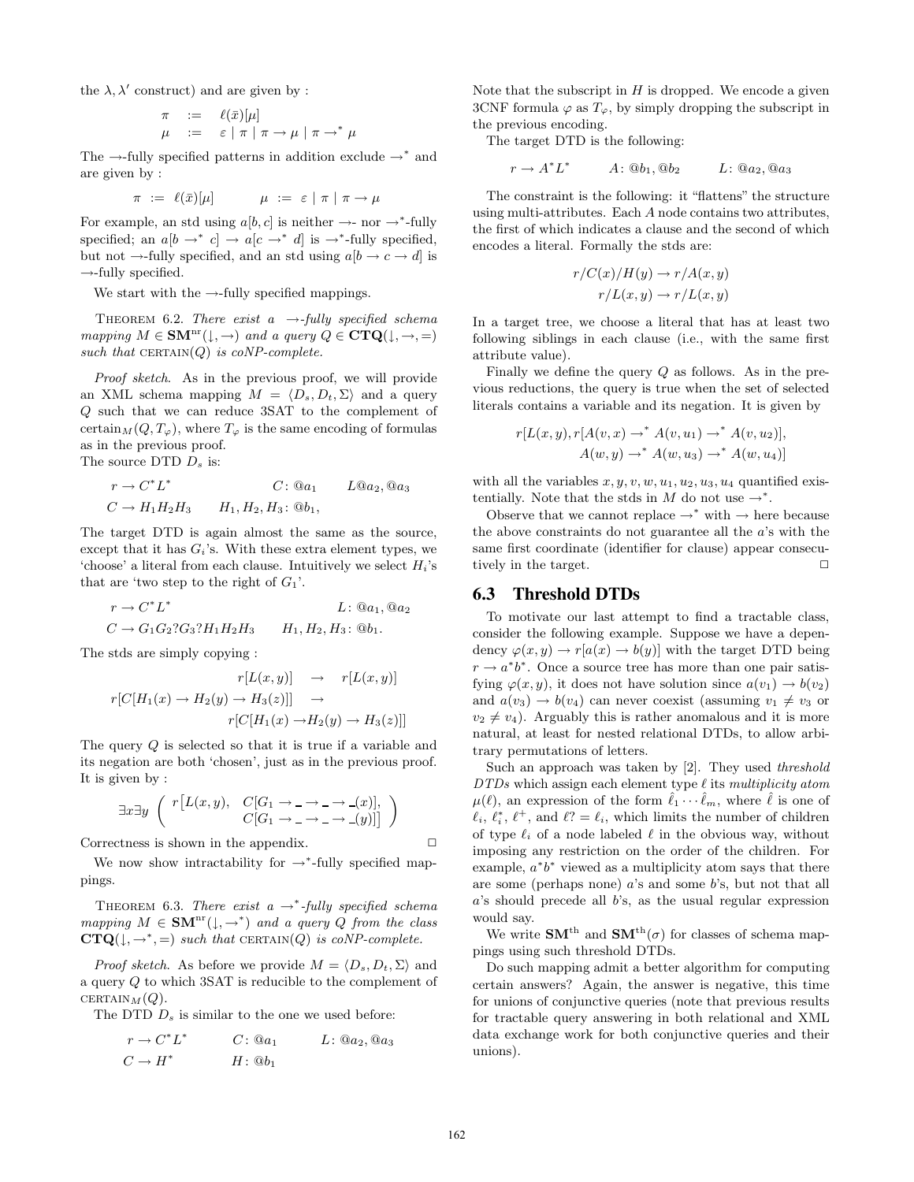the $\lambda, \lambda'$ construct) and are given by :

$$\pi \;:=\; \ell(\bar{x})[\mu]$$
$$\mu \;:=\; \varepsilon \mid \pi \mid \pi \to \mu \mid \pi \to^* \mu$$

The $\to$-fully specified patterns in addition exclude $\to^*$ and are given by :

$$\pi \;:=\; \ell(\bar{x})[\mu] \qquad \mu \;:=\; \varepsilon \mid \pi \mid \pi \to \mu$$

For example, an std using $a[b, c]$ is neither $\to$- nor $\to^*$-fully specified; an $a[b \to^* c] \to a[c \to^* d]$ is $\to^*$-fully specified, but not $\to$-fully specified, and an std using $a[b \to c \to d]$ is $\to$-fully specified.

We start with the $\to$-fully specified mappings.

Theorem 6.2. *There exist a $\to$-fully specified schema mapping $M \in \mathbf{SM}^{\mathrm{nr}}(\downarrow, \to)$ and a query $Q \in \mathbf{CTQ}(\downarrow, \to, =)$ such that* CERTAIN$(Q)$ *is coNP-complete.*

*Proof sketch.* As in the previous proof, we will provide an XML schema mapping $M = \langle D_s, D_t, \Sigma\rangle$ and a query $Q$ such that we can reduce 3SAT to the complement of $\text{certain}_M(Q, T_\varphi)$, where $T_\varphi$ is the same encoding of formulas as in the previous proof.
The source DTD $D_s$ is:

$$r \to C^*L^* \qquad C\colon @a_1 \qquad L@a_2, @a_3$$
$$C \to H_1H_2H_3 \qquad H_1, H_2, H_3\colon @b_1,$$

The target DTD is again almost the same as the source, except that it has $G_i$'s. With these extra element types, we 'choose' a literal from each clause. Intuitively we select $H_i$'s that are 'two step to the right of $G_1$'.

$$r \to C^*L^* \qquad L\colon @a_1, @a_2$$
$$C \to G_1G_2?G_3?H_1H_2H_3 \qquad H_1, H_2, H_3\colon @b_1.$$

The stds are simply copying :

$$r[L(x, y)] \quad\to\quad r[L(x, y)]$$
$$r[C[H_1(x) \to H_2(y) \to H_3(z)]] \quad\to$$
$$r[C[H_1(x) \to H_2(y) \to H_3(z)]]$$

The query $Q$ is selected so that it is true if a variable and its negation are both 'chosen', just as in the previous proof. It is given by :

$$\exists x \exists y \left( \begin{array}{ll} r\big[L(x, y), & C[G_1 \to \_ \to \_ \to \_(x)], \\ & C[G_1 \to \_ \to \_ \to \_(y)]\big] \end{array} \right)$$

Correctness is shown in the appendix. $\square$

We now show intractability for $\to^*$-fully specified mappings.

Theorem 6.3. *There exist a $\to^*$-fully specified schema mapping $M \in \mathbf{SM}^{\mathrm{nr}}(\downarrow, \to^*)$ and a query $Q$ from the class $\mathbf{CTQ}(\downarrow, \to^*, =)$ such that* CERTAIN$(Q)$ *is coNP-complete.*

*Proof sketch.* As before we provide $M = \langle D_s, D_t, \Sigma\rangle$ and a query $Q$ to which 3SAT is reducible to the complement of CERTAIN$_M(Q)$.

The DTD $D_s$ is similar to the one we used before:

$$r \to C^*L^* \qquad C\colon @a_1 \qquad L\colon @a_2, @a_3$$
$$C \to H^* \qquad H\colon @b_1$$

Note that the subscript in $H$ is dropped. We encode a given 3CNF formula $\varphi$ as $T_\varphi$, by simply dropping the subscript in the previous encoding.

The target DTD is the following:

$$r \to A^*L^* \qquad A\colon @b_1, @b_2 \qquad L\colon @a_2, @a_3$$

The constraint is the following: it "flattens" the structure using multi-attributes. Each $A$ node contains two attributes, the first of which indicates a clause and the second of which encodes a literal. Formally the stds are:

$$r/C(x)/H(y) \to r/A(x, y)$$
$$r/L(x, y) \to r/L(x, y)$$

In a target tree, we choose a literal that has at least two following siblings in each clause (i.e., with the same first attribute value).

Finally we define the query $Q$ as follows. As in the previous reductions, the query is true when the set of selected literals contains a variable and its negation. It is given by

$$r[L(x, y), r[A(v, x) \to^* A(v, u_1) \to^* A(v, u_2)],$$
$$A(w, y) \to^* A(w, u_3) \to^* A(w, u_4)]$$

with all the variables $x, y, v, w, u_1, u_2, u_3, u_4$ quantified existentially. Note that the stds in $M$ do not use $\to^*$.

Observe that we cannot replace $\to^*$ with $\to$ here because the above constraints do not guarantee all the $a$'s with the same first coordinate (identifier for clause) appear consecutively in the target. $\square$

## 6.3 Threshold DTDs

To motivate our last attempt to find a tractable class, consider the following example. Suppose we have a dependency $\varphi(x, y) \to r[a(x) \to b(y)]$ with the target DTD being $r \to a^*b^*$. Once a source tree has more than one pair satisfying $\varphi(x, y)$, it does not have solution since $a(v_1) \to b(v_2)$ and $a(v_3) \to b(v_4)$ can never coexist (assuming $v_1 \neq v_3$ or $v_2 \neq v_4$). Arguably this is rather anomalous and it is more natural, at least for nested relational DTDs, to allow arbitrary permutations of letters.

Such an approach was taken by [2]. They used *threshold DTDs* which assign each element type $\ell$ its *multiplicity atom* $\mu(\ell)$, an expression of the form $\hat{\ell}_1 \cdots \hat{\ell}_m$, where $\hat{\ell}$ is one of $\ell_i$, $\ell_i^*$, $\ell^+$, and $\ell? = \ell_i$, which limits the number of children of type $\ell_i$ of a node labeled $\ell$ in the obvious way, without imposing any restriction on the order of the children. For example, $a^*b^*$ viewed as a multiplicity atom says that there are some (perhaps none) $a$'s and some $b$'s, but not that all $a$'s should precede all $b$'s, as the usual regular expression would say.

We write $\mathbf{SM}^{\mathrm{th}}$ and $\mathbf{SM}^{\mathrm{th}}(\sigma)$ for classes of schema mappings using such threshold DTDs.

Do such mapping admit a better algorithm for computing certain answers? Again, the answer is negative, this time for unions of conjunctive queries (note that previous results for tractable query answering in both relational and XML data exchange work for both conjunctive queries and their unions).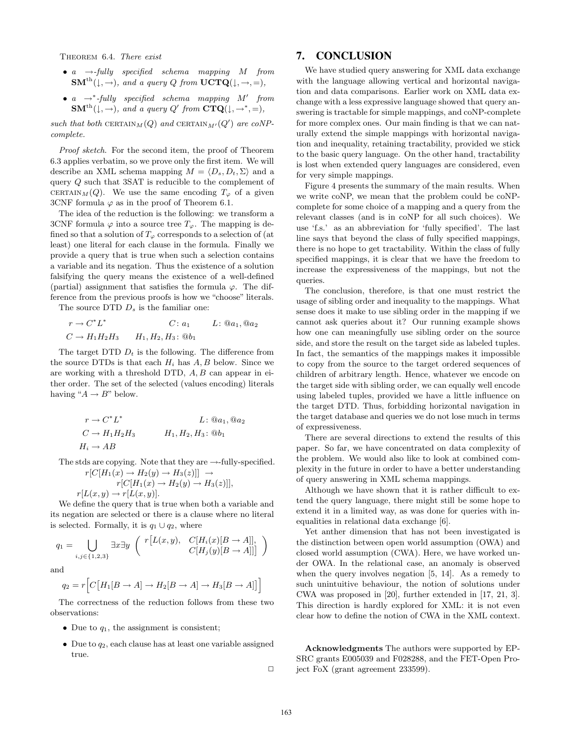THEOREM 6.4. *There exist*

- *a* $\rightarrow$*-fully specified schema mapping* $M$ *from* $\mathbf{SM}^{\text{th}}(\downarrow, \rightarrow)$*, and a query* $Q$ *from* $\mathbf{UCTQ}(\downarrow, \rightarrow, =)$*,*
- *a* $\rightarrow^*$*-fully specified schema mapping* $M'$ *from* $\mathbf{SM}^{\text{th}}(\downarrow, \rightarrow)$*, and a query* $Q'$ *from* $\mathbf{CTQ}(\downarrow, \rightarrow^*, =)$*,*

*such that both* $\text{CERTAIN}_M(Q)$ *and* $\text{CERTAIN}_{M'}(Q')$ *are coNP-complete.*

*Proof sketch*. For the second item, the proof of Theorem 6.3 applies verbatim, so we prove only the first item. We will describe an XML schema mapping $M = \langle D_s, D_t, \Sigma \rangle$ and a query $Q$ such that 3SAT is reducible to the complement of $\text{CERTAIN}_M(Q)$. We use the same encoding $T_\varphi$ of a given 3CNF formula $\varphi$ as in the proof of Theorem 6.1.

The idea of the reduction is the following: we transform a 3CNF formula $\varphi$ into a source tree $T_\varphi$. The mapping is defined so that a solution of $T_\varphi$ corresponds to a selection of (at least) one literal for each clause in the formula. Finally we provide a query that is true when such a selection contains a variable and its negation. Thus the existence of a solution falsifying the query means the existence of a well-defined (partial) assignment that satisfies the formula $\varphi$. The difference from the previous proofs is how we "choose" literals.

The source DTD $D_s$ is the familiar one:

$$r \rightarrow C^* L^* \qquad C\colon a_1 \qquad L\colon @a_1, @a_2$$
$$C \rightarrow H_1 H_2 H_3 \qquad H_1, H_2, H_3\colon @b_1$$

The target DTD $D_t$ is the following. The difference from the source DTDs is that each $H_i$ has $A, B$ below. Since we are working with a threshold DTD, $A, B$ can appear in either order. The set of the selected (values encoding) literals having "$A \rightarrow B$" below.

$$r \rightarrow C^* L^* \qquad L\colon @a_1, @a_2$$
$$C \rightarrow H_1 H_2 H_3 \qquad H_1, H_2, H_3\colon @b_1$$
$$H_i \rightarrow AB$$

The stds are copying. Note that they are $\rightarrow$-fully-specified.

$$r[C[H_1(x) \rightarrow H_2(y) \rightarrow H_3(z)]] \;\rightarrow\; r[C[H_1(x) \rightarrow H_2(y) \rightarrow H_3(z)]],$$
$$r[L(x,y) \rightarrow r[L(x,y)].$$

We define the query that is true when both a variable and its negation are selected or there is a clause where no literal is selected. Formally, it is $q_1 \cup q_2$, where

$$q_1 = \bigcup_{i,j \in \{1,2,3\}} \exists x \exists y \left( \begin{array}{ll} r\big[L(x,y), & C[H_i(x)[B \rightarrow A]], \\ & C[H_j(y)[B \rightarrow A]]\big] \end{array} \right)$$

and

$$q_2 = r\Big[C\big[H_1[B \rightarrow A] \rightarrow H_2[B \rightarrow A] \rightarrow H_3[B \rightarrow A]\big]\Big]$$

The correctness of the reduction follows from these two observations:

- Due to $q_1$, the assignment is consistent;
- Due to $q_2$, each clause has at least one variable assigned true.

$\square$

## 7. CONCLUSION

We have studied query answering for XML data exchange with the language allowing vertical and horizontal navigation and data comparisons. Earlier work on XML data exchange with a less expressive language showed that query answering is tractable for simple mappings, and coNP-complete for more complex ones. Our main finding is that we can naturally extend the simple mappings with horizontal navigation and inequality, retaining tractability, provided we stick to the basic query language. On the other hand, tractability is lost when extended query languages are considered, even for very simple mappings.

Figure 4 presents the summary of the main results. When we write coNP, we mean that the problem could be coNP-complete for some choice of a mapping and a query from the relevant classes (and is in coNP for all such choices). We use 'f.s.' as an abbreviation for 'fully specified'. The last line says that beyond the class of fully specified mappings, there is no hope to get tractability. Within the class of fully specified mappings, it is clear that we have the freedom to increase the expressiveness of the mappings, but not the queries.

The conclusion, therefore, is that one must restrict the usage of sibling order and inequality to the mappings. What sense does it make to use sibling order in the mapping if we cannot ask queries about it? Our running example shows how one can meaningfully use sibling order on the source side, and store the result on the target side as labeled tuples. In fact, the semantics of the mappings makes it impossible to copy from the source to the target ordered sequences of children of arbitrary length. Hence, whatever we encode on the target side with sibling order, we can equally well encode using labeled tuples, provided we have a little influence on the target DTD. Thus, forbidding horizontal navigation in the target database and queries we do not lose much in terms of expressiveness.

There are several directions to extend the results of this paper. So far, we have concentrated on data complexity of the problem. We would also like to look at combined complexity in the future in order to have a better understanding of query answering in XML schema mappings.

Although we have shown that it is rather difficult to extend the query language, there might still be some hope to extend it in a limited way, as was done for queries with inequalities in relational data exchange [6].

Yet anther dimension that has not been investigated is the distinction between open world assumption (OWA) and closed world assumption (CWA). Here, we have worked under OWA. In the relational case, an anomaly is observed when the query involves negation [5, 14]. As a remedy to such unintuitive behaviour, the notion of solutions under CWA was proposed in [20], further extended in [17, 21, 3]. This direction is hardly explored for XML: it is not even clear how to define the notion of CWA in the XML context.

**Acknowledgments** The authors were supported by EPSRC grants E005039 and F028288, and the FET-Open Project FoX (grant agreement 233599).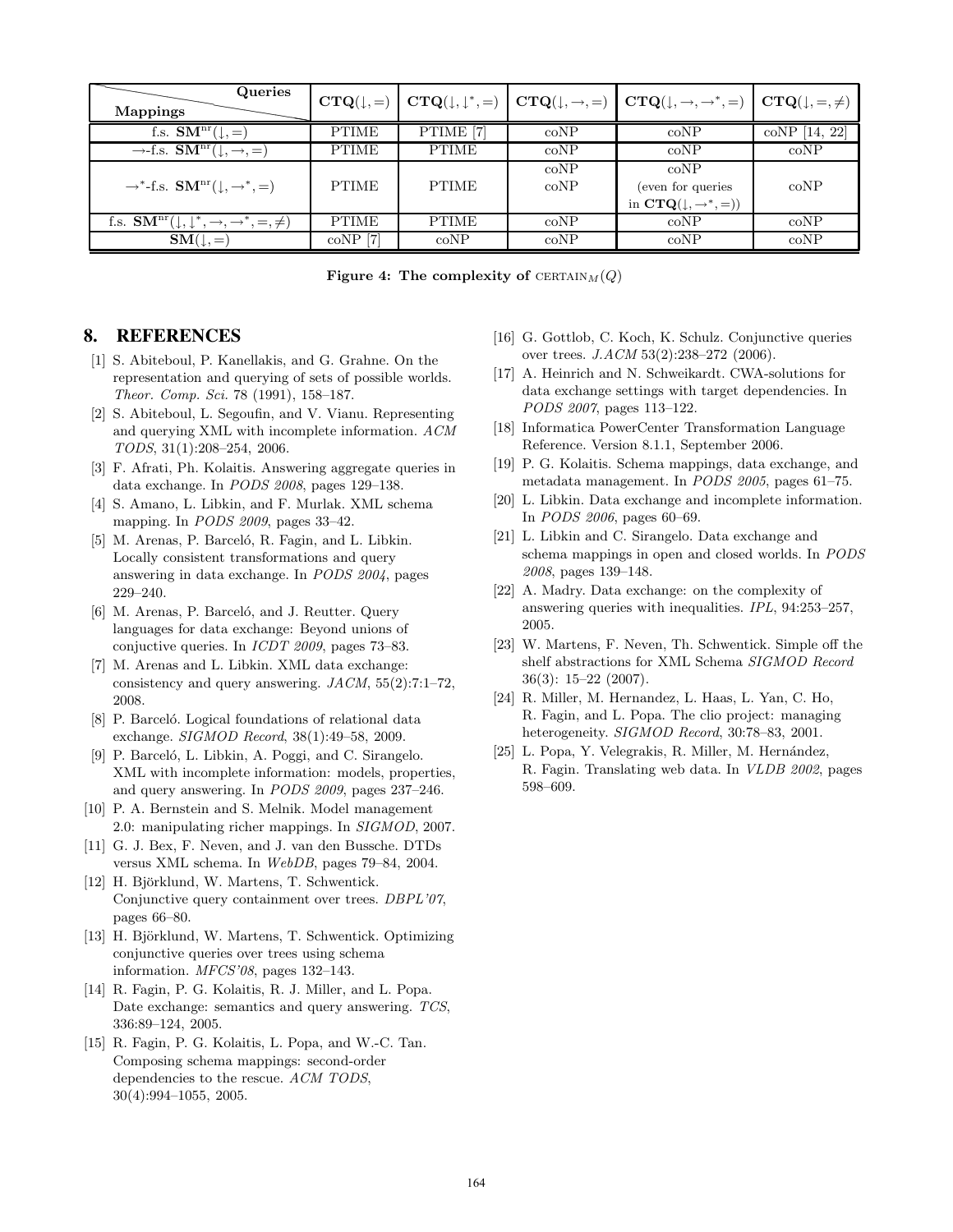| Queries / Mappings | $\mathbf{CTQ}(\downarrow,=)$ | $\mathbf{CTQ}(\downarrow,\downarrow^*,=)$ | $\mathbf{CTQ}(\downarrow,\rightarrow,=)$ | $\mathbf{CTQ}(\downarrow,\rightarrow,\rightarrow^*,=)$ | $\mathbf{CTQ}(\downarrow,=,\neq)$ |
|---|---|---|---|---|---|
| f.s. $\mathbf{SM}^{\mathrm{nr}}(\downarrow,=)$ | PTIME | PTIME [7] | coNP | coNP | coNP [14, 22] |
| $\rightarrow$-f.s. $\mathbf{SM}^{\mathrm{nr}}(\downarrow,\rightarrow,=)$ | PTIME | PTIME | coNP | coNP | coNP |
| $\rightarrow^*$-f.s. $\mathbf{SM}^{\mathrm{nr}}(\downarrow,\rightarrow^*,=)$ | PTIME | PTIME | coNP coNP | coNP (even for queries in $\mathbf{CTQ}(\downarrow,\rightarrow^*,=)$) | coNP |
| f.s. $\mathbf{SM}^{\mathrm{nr}}(\downarrow,\downarrow^*,\rightarrow,\rightarrow^*,=,\neq)$ | PTIME | PTIME | coNP | coNP | coNP |
| $\mathbf{SM}(\downarrow,=)$ | coNP [7] | coNP | coNP | coNP | coNP |

**Figure 4: The complexity of** $\textsc{certain}_M(Q)$

## 8. REFERENCES

[1] S. Abiteboul, P. Kanellakis, and G. Grahne. On the representation and querying of sets of possible worlds. *Theor. Comp. Sci.* 78 (1991), 158–187.

[2] S. Abiteboul, L. Segoufin, and V. Vianu. Representing and querying XML with incomplete information. *ACM TODS*, 31(1):208–254, 2006.

[3] F. Afrati, Ph. Kolaitis. Answering aggregate queries in data exchange. In *PODS 2008*, pages 129–138.

[4] S. Amano, L. Libkin, and F. Murlak. XML schema mapping. In *PODS 2009*, pages 33–42.

[5] M. Arenas, P. Barceló, R. Fagin, and L. Libkin. Locally consistent transformations and query answering in data exchange. In *PODS 2004*, pages 229–240.

[6] M. Arenas, P. Barceló, and J. Reutter. Query languages for data exchange: Beyond unions of conjuctive queries. In *ICDT 2009*, pages 73–83.

[7] M. Arenas and L. Libkin. XML data exchange: consistency and query answering. *JACM*, 55(2):7:1–72, 2008.

[8] P. Barceló. Logical foundations of relational data exchange. *SIGMOD Record*, 38(1):49–58, 2009.

[9] P. Barceló, L. Libkin, A. Poggi, and C. Sirangelo. XML with incomplete information: models, properties, and query answering. In *PODS 2009*, pages 237–246.

[10] P. A. Bernstein and S. Melnik. Model management 2.0: manipulating richer mappings. In *SIGMOD*, 2007.

[11] G. J. Bex, F. Neven, and J. van den Bussche. DTDs versus XML schema. In *WebDB*, pages 79–84, 2004.

[12] H. Björklund, W. Martens, T. Schwentick. Conjunctive query containment over trees. *DBPL'07*, pages 66–80.

[13] H. Björklund, W. Martens, T. Schwentick. Optimizing conjunctive queries over trees using schema information. *MFCS'08*, pages 132–143.

[14] R. Fagin, P. G. Kolaitis, R. J. Miller, and L. Popa. Date exchange: semantics and query answering. *TCS*, 336:89–124, 2005.

[15] R. Fagin, P. G. Kolaitis, L. Popa, and W.-C. Tan. Composing schema mappings: second-order dependencies to the rescue. *ACM TODS*, 30(4):994–1055, 2005.

[16] G. Gottlob, C. Koch, K. Schulz. Conjunctive queries over trees. *J.ACM* 53(2):238–272 (2006).

[17] A. Heinrich and N. Schweikardt. CWA-solutions for data exchange settings with target dependencies. In *PODS 2007*, pages 113–122.

[18] Informatica PowerCenter Transformation Language Reference. Version 8.1.1, September 2006.

[19] P. G. Kolaitis. Schema mappings, data exchange, and metadata management. In *PODS 2005*, pages 61–75.

[20] L. Libkin. Data exchange and incomplete information. In *PODS 2006*, pages 60–69.

[21] L. Libkin and C. Sirangelo. Data exchange and schema mappings in open and closed worlds. In *PODS 2008*, pages 139–148.

[22] A. Madry. Data exchange: on the complexity of answering queries with inequalities. *IPL*, 94:253–257, 2005.

[23] W. Martens, F. Neven, Th. Schwentick. Simple off the shelf abstractions for XML Schema *SIGMOD Record* 36(3): 15–22 (2007).

[24] R. Miller, M. Hernandez, L. Haas, L. Yan, C. Ho, R. Fagin, and L. Popa. The clio project: managing heterogeneity. *SIGMOD Record*, 30:78–83, 2001.

[25] L. Popa, Y. Velegrakis, R. Miller, M. Hernández, R. Fagin. Translating web data. In *VLDB 2002*, pages 598–609.